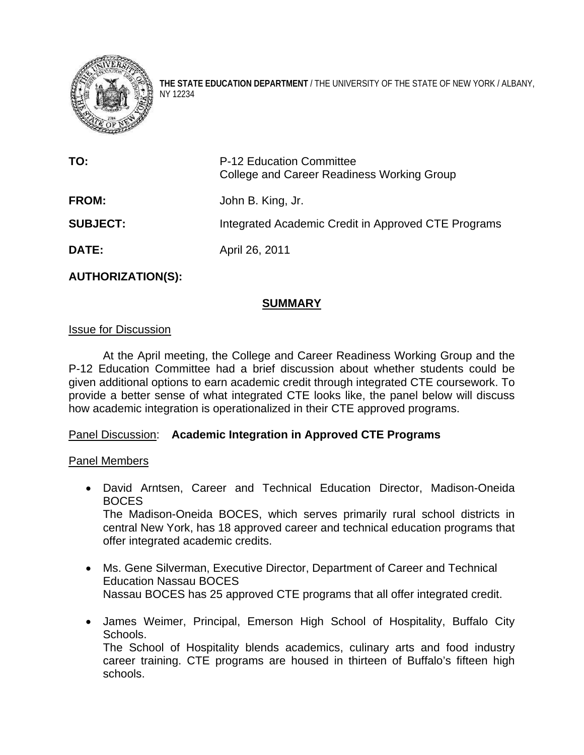**THE STATE EDUCATION DEPARTMENT** / THE UNIVERSITY OF THE STATE OF NEW YORK / ALBANY, NY 12234

| | |
|---|---|
| **TO:** | P-12 Education Committee<br>College and Career Readiness Working Group |
| **FROM:** | John B. King, Jr. |
| **SUBJECT:** | Integrated Academic Credit in Approved CTE Programs |
| **DATE:** | April 26, 2011 |

**AUTHORIZATION(S):**

## SUMMARY

Issue for Discussion

At the April meeting, the College and Career Readiness Working Group and the P-12 Education Committee had a brief discussion about whether students could be given additional options to earn academic credit through integrated CTE coursework. To provide a better sense of what integrated CTE looks like, the panel below will discuss how academic integration is operationalized in their CTE approved programs.

Panel Discussion: **Academic Integration in Approved CTE Programs**

Panel Members

- David Arntsen, Career and Technical Education Director, Madison-Oneida BOCES
  The Madison-Oneida BOCES, which serves primarily rural school districts in central New York, has 18 approved career and technical education programs that offer integrated academic credits.

- Ms. Gene Silverman, Executive Director, Department of Career and Technical Education Nassau BOCES
  Nassau BOCES has 25 approved CTE programs that all offer integrated credit.

- James Weimer, Principal, Emerson High School of Hospitality, Buffalo City Schools.
  The School of Hospitality blends academics, culinary arts and food industry career training. CTE programs are housed in thirteen of Buffalo's fifteen high schools.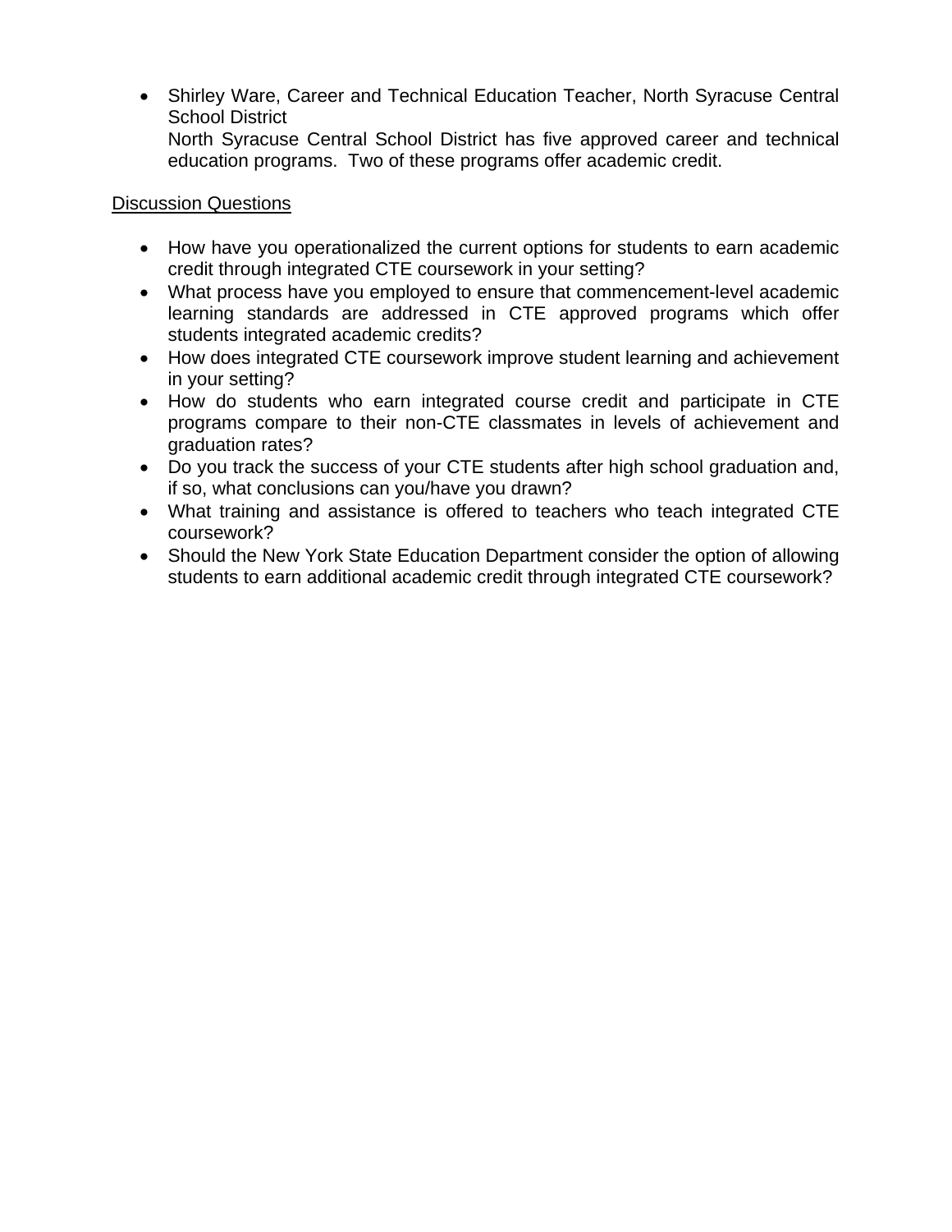- Shirley Ware, Career and Technical Education Teacher, North Syracuse Central School District
  North Syracuse Central School District has five approved career and technical education programs. Two of these programs offer academic credit.

<u>Discussion Questions</u>

- How have you operationalized the current options for students to earn academic credit through integrated CTE coursework in your setting?
- What process have you employed to ensure that commencement-level academic learning standards are addressed in CTE approved programs which offer students integrated academic credits?
- How does integrated CTE coursework improve student learning and achievement in your setting?
- How do students who earn integrated course credit and participate in CTE programs compare to their non-CTE classmates in levels of achievement and graduation rates?
- Do you track the success of your CTE students after high school graduation and, if so, what conclusions can you/have you drawn?
- What training and assistance is offered to teachers who teach integrated CTE coursework?
- Should the New York State Education Department consider the option of allowing students to earn additional academic credit through integrated CTE coursework?